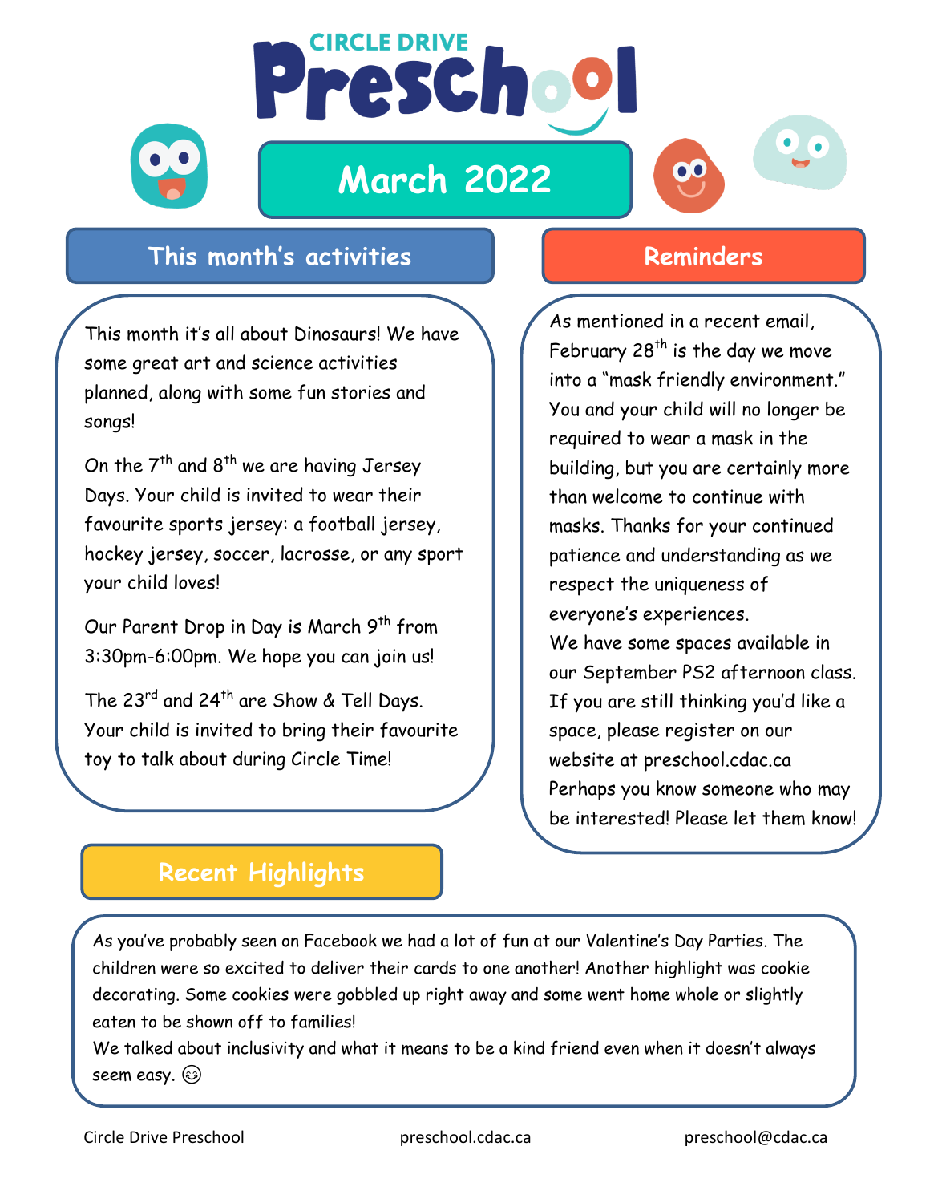# Circle Drive Preschool

## March 2022

## This month's activities

This month it's all about Dinosaurs! We have some great art and science activities planned, along with some fun stories and songs!

On the 7th and 8th we are having Jersey Days. Your child is invited to wear their favourite sports jersey: a football jersey, hockey jersey, soccer, lacrosse, or any sport your child loves!

Our Parent Drop in Day is March 9th from 3:30pm-6:00pm. We hope you can join us!

The 23rd and 24th are Show & Tell Days. Your child is invited to bring their favourite toy to talk about during Circle Time!

## Reminders

As mentioned in a recent email, February 28th is the day we move into a "mask friendly environment." You and your child will no longer be required to wear a mask in the building, but you are certainly more than welcome to continue with masks. Thanks for your continued patience and understanding as we respect the uniqueness of everyone's experiences.

We have some spaces available in our September PS2 afternoon class. If you are still thinking you'd like a space, please register on our website at preschool.cdac.ca Perhaps you know someone who may be interested! Please let them know!

## Recent Highlights

As you've probably seen on Facebook we had a lot of fun at our Valentine's Day Parties. The children were so excited to deliver their cards to one another! Another highlight was cookie decorating. Some cookies were gobbled up right away and some went home whole or slightly eaten to be shown off to families!

We talked about inclusivity and what it means to be a kind friend even when it doesn't always seem easy. ☺

Circle Drive Preschool | preschool.cdac.ca | preschool@cdac.ca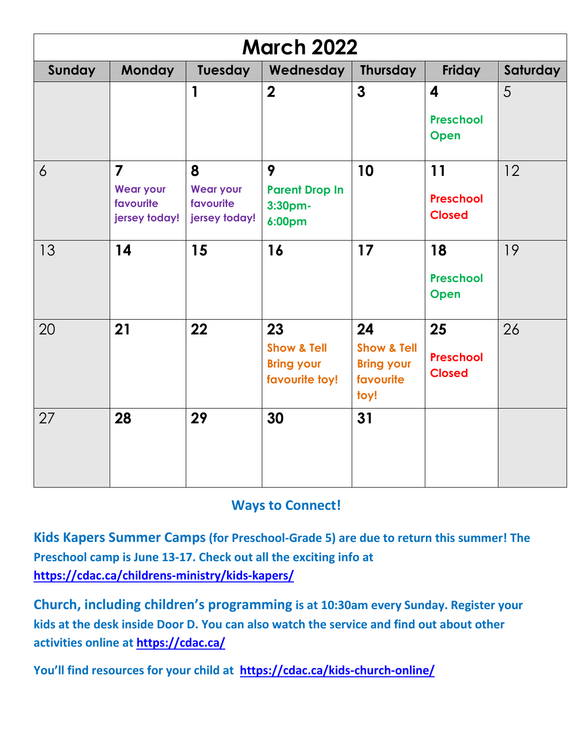| March 2022 | | | | | | |
|---|---|---|---|---|---|---|
| Sunday | Monday | Tuesday | Wednesday | Thursday | Friday | Saturday |
| | | 1 | 2 | 3 | 4 Preschool Open | 5 |
| 6 | 7 Wear your favourite jersey today! | 8 Wear your favourite jersey today! | 9 Parent Drop In 3:30pm-6:00pm | 10 | 11 Preschool Closed | 12 |
| 13 | 14 | 15 | 16 | 17 | 18 Preschool Open | 19 |
| 20 | 21 | 22 | 23 Show & Tell Bring your favourite toy! | 24 Show & Tell Bring your favourite toy! | 25 Preschool Closed | 26 |
| 27 | 28 | 29 | 30 | 31 | | |

## Ways to Connect!

**Kids Kapers Summer Camps** (for Preschool-Grade 5) are due to return this summer! The Preschool camp is June 13-17. Check out all the exciting info at https://cdac.ca/childrens-ministry/kids-kapers/

**Church, including children's programming** is at 10:30am every Sunday. Register your kids at the desk inside Door D. You can also watch the service and find out about other activities online at https://cdac.ca/

You'll find resources for your child at https://cdac.ca/kids-church-online/